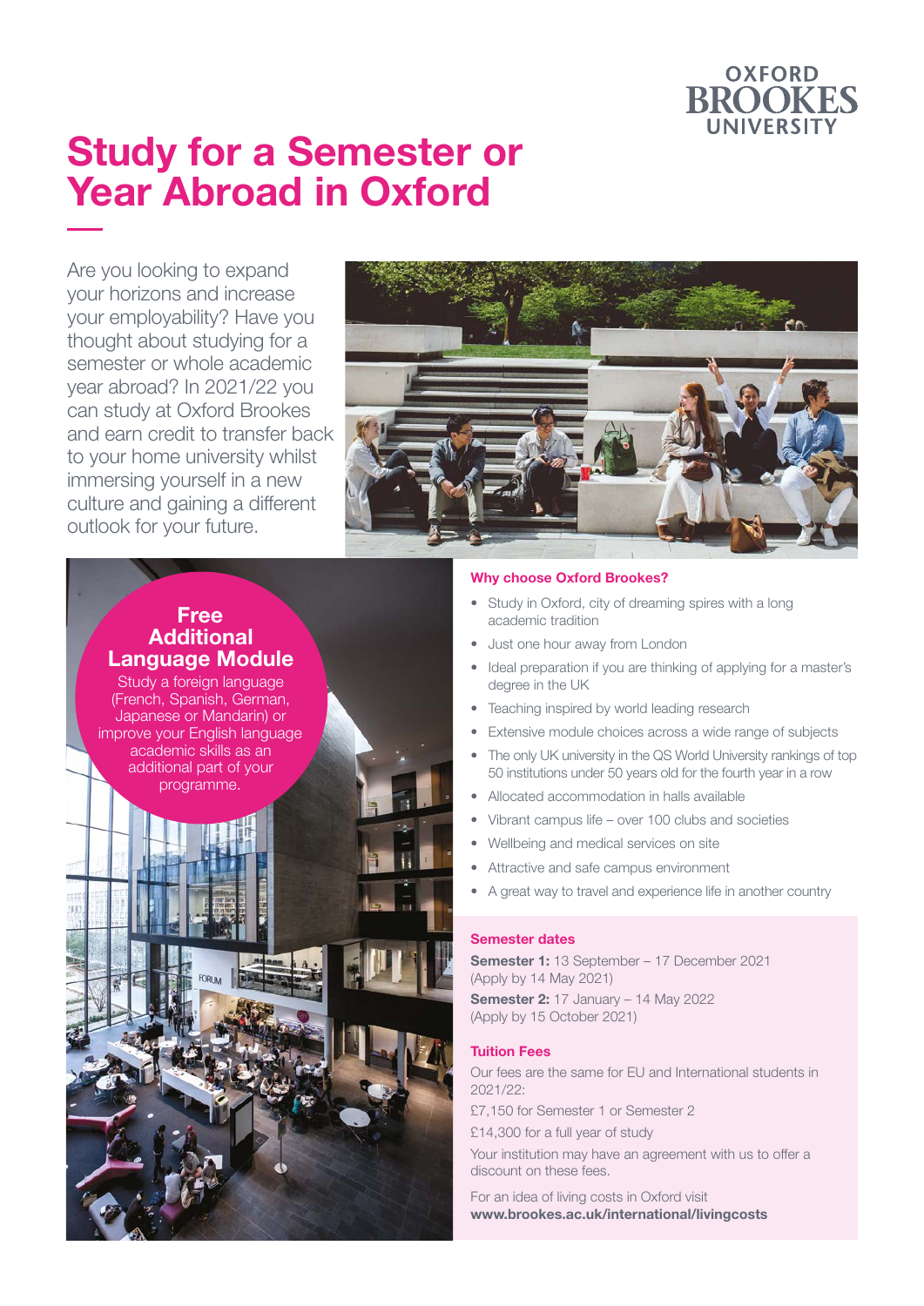OXFORD BROOKES UNIVERSITY

# Study for a Semester or Year Abroad in Oxford

Are you looking to expand your horizons and increase your employability? Have you thought about studying for a semester or whole academic year abroad? In 2021/22 you can study at Oxford Brookes and earn credit to transfer back to your home university whilst immersing yourself in a new culture and gaining a different outlook for your future.

## Free Additional Language Module

Study a foreign language (French, Spanish, German, Japanese or Mandarin) or improve your English language academic skills as an additional part of your programme.

### Why choose Oxford Brookes?

- Study in Oxford, city of dreaming spires with a long academic tradition
- Just one hour away from London
- Ideal preparation if you are thinking of applying for a master's degree in the UK
- Teaching inspired by world leading research
- Extensive module choices across a wide range of subjects
- The only UK university in the QS World University rankings of top 50 institutions under 50 years old for the fourth year in a row
- Allocated accommodation in halls available
- Vibrant campus life – over 100 clubs and societies
- Wellbeing and medical services on site
- Attractive and safe campus environment
- A great way to travel and experience life in another country

### Semester dates

**Semester 1:** 13 September – 17 December 2021
(Apply by 14 May 2021)

**Semester 2:** 17 January – 14 May 2022
(Apply by 15 October 2021)

### Tuition Fees

Our fees are the same for EU and International students in 2021/22:

£7,150 for Semester 1 or Semester 2

£14,300 for a full year of study

Your institution may have an agreement with us to offer a discount on these fees.

For an idea of living costs in Oxford visit
**www.brookes.ac.uk/international/livingcosts**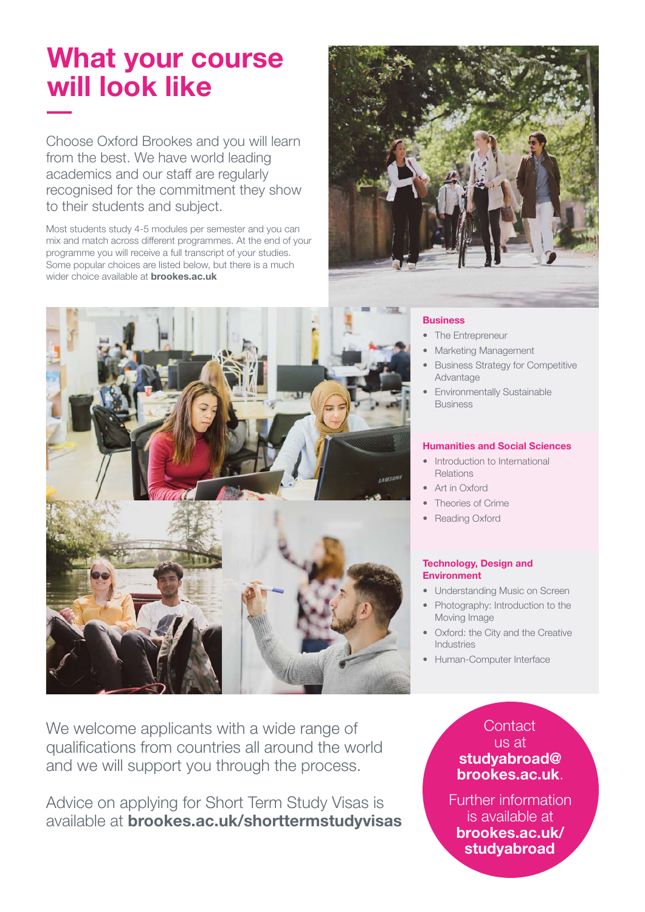# What your course will look like

Choose Oxford Brookes and you will learn from the best. We have world leading academics and our staff are regularly recognised for the commitment they show to their students and subject.

Most students study 4-5 modules per semester and you can mix and match across different programmes. At the end of your programme you will receive a full transcript of your studies. Some popular choices are listed below, but there is a much wider choice available at **brookes.ac.uk**

### Business

- The Entrepreneur
- Marketing Management
- Business Strategy for Competitive Advantage
- Environmentally Sustainable Business

### Humanities and Social Sciences

- Introduction to International Relations
- Art in Oxford
- Theories of Crime
- Reading Oxford

### Technology, Design and Environment

- Understanding Music on Screen
- Photography: Introduction to the Moving Image
- Oxford: the City and the Creative Industries
- Human-Computer Interface

We welcome applicants with a wide range of qualifications from countries all around the world and we will support you through the process.

Advice on applying for Short Term Study Visas is available at **brookes.ac.uk/shorttermstudyvisas**

Contact us at **studyabroad@brookes.ac.uk**.

Further information is available at **brookes.ac.uk/studyabroad**